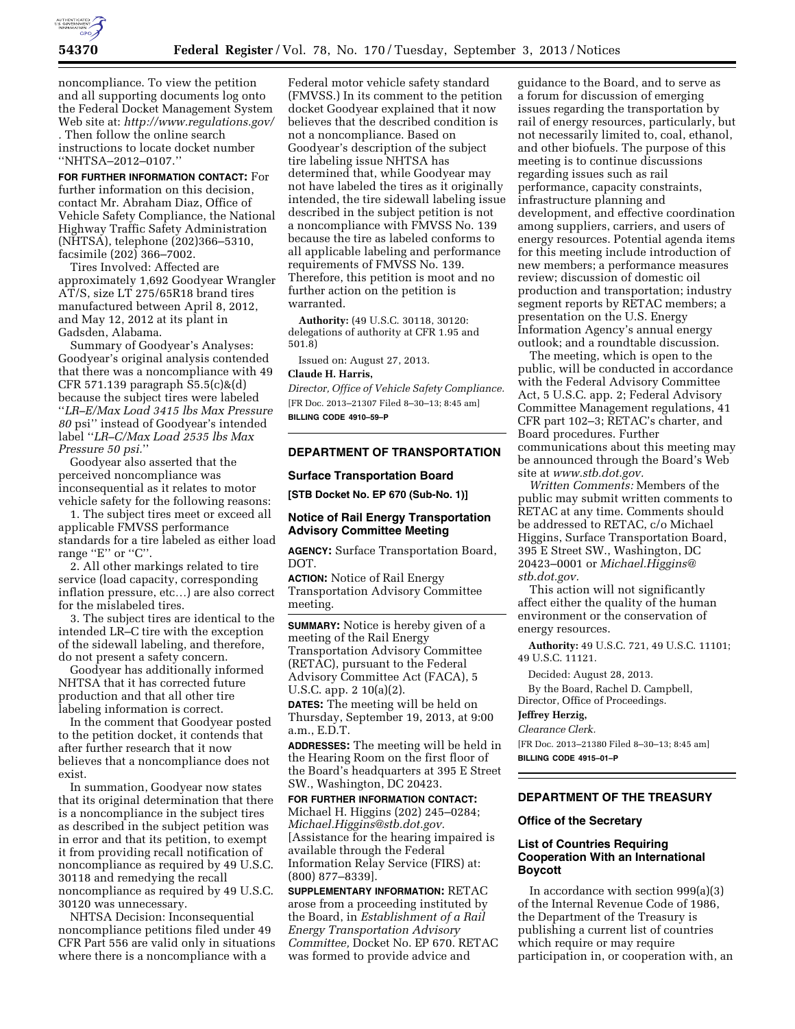noncompliance. To view the petition and all supporting documents log onto the Federal Docket Management System Web site at: *http://www.regulations.gov/*. Then follow the online search instructions to locate docket number ''NHTSA–2012–0107.''

**FOR FURTHER INFORMATION CONTACT:** For further information on this decision, contact Mr. Abraham Diaz, Office of Vehicle Safety Compliance, the National Highway Traffic Safety Administration (NHTSA), telephone (202)366–5310, facsimile (202) 366–7002.

Tires Involved: Affected are approximately 1,692 Goodyear Wrangler AT/S, size LT 275/65R18 brand tires manufactured between April 8, 2012, and May 12, 2012 at its plant in Gadsden, Alabama.

Summary of Goodyear's Analyses: Goodyear's original analysis contended that there was a noncompliance with 49 CFR 571.139 paragraph S5.5(c)&(d) because the subject tires were labeled ''*LR–E/Max Load 3415 lbs Max Pressure 80* psi'' instead of Goodyear's intended label ''*LR–C/Max Load 2535 lbs Max Pressure 50 psi.*''

Goodyear also asserted that the perceived noncompliance was inconsequential as it relates to motor vehicle safety for the following reasons:

1. The subject tires meet or exceed all applicable FMVSS performance standards for a tire labeled as either load range ''E'' or ''C''.

2. All other markings related to tire service (load capacity, corresponding inflation pressure, etc…) are also correct for the mislabeled tires.

3. The subject tires are identical to the intended LR–C tire with the exception of the sidewall labeling, and therefore, do not present a safety concern.

Goodyear has additionally informed NHTSA that it has corrected future production and that all other tire labeling information is correct.

In the comment that Goodyear posted to the petition docket, it contends that after further research that it now believes that a noncompliance does not exist.

In summation, Goodyear now states that its original determination that there is a noncompliance in the subject tires as described in the subject petition was in error and that its petition, to exempt it from providing recall notification of noncompliance as required by 49 U.S.C. 30118 and remedying the recall noncompliance as required by 49 U.S.C. 30120 was unnecessary.

NHTSA Decision: Inconsequential noncompliance petitions filed under 49 CFR Part 556 are valid only in situations where there is a noncompliance with a Federal motor vehicle safety standard (FMVSS.) In its comment to the petition docket Goodyear explained that it now believes that the described condition is not a noncompliance. Based on Goodyear's description of the subject tire labeling issue NHTSA has determined that, while Goodyear may not have labeled the tires as it originally intended, the tire sidewall labeling issue described in the subject petition is not a noncompliance with FMVSS No. 139 because the tire as labeled conforms to all applicable labeling and performance requirements of FMVSS No. 139. Therefore, this petition is moot and no further action on the petition is warranted.

**Authority:** (49 U.S.C. 30118, 30120: delegations of authority at CFR 1.95 and 501.8)

Issued on: August 27, 2013.

**Claude H. Harris,**

*Director, Office of Vehicle Safety Compliance.*

[FR Doc. 2013–21307 Filed 8–30–13; 8:45 am]

**BILLING CODE 4910–59–P**

## DEPARTMENT OF TRANSPORTATION

### Surface Transportation Board

**[STB Docket No. EP 670 (Sub-No. 1)]**

### Notice of Rail Energy Transportation Advisory Committee Meeting

**AGENCY:** Surface Transportation Board, DOT.

**ACTION:** Notice of Rail Energy Transportation Advisory Committee meeting.

**SUMMARY:** Notice is hereby given of a meeting of the Rail Energy Transportation Advisory Committee (RETAC), pursuant to the Federal Advisory Committee Act (FACA), 5 U.S.C. app. 2 10(a)(2).

**DATES:** The meeting will be held on Thursday, September 19, 2013, at 9:00 a.m., E.D.T.

**ADDRESSES:** The meeting will be held in the Hearing Room on the first floor of the Board's headquarters at 395 E Street SW., Washington, DC 20423.

**FOR FURTHER INFORMATION CONTACT:** Michael H. Higgins (202) 245–0284; *Michael.Higgins@stb.dot.gov.* [Assistance for the hearing impaired is available through the Federal Information Relay Service (FIRS) at: (800) 877–8339].

**SUPPLEMENTARY INFORMATION:** RETAC arose from a proceeding instituted by the Board, in *Establishment of a Rail Energy Transportation Advisory Committee,* Docket No. EP 670. RETAC was formed to provide advice and guidance to the Board, and to serve as a forum for discussion of emerging issues regarding the transportation by rail of energy resources, particularly, but not necessarily limited to, coal, ethanol, and other biofuels. The purpose of this meeting is to continue discussions regarding issues such as rail performance, capacity constraints, infrastructure planning and development, and effective coordination among suppliers, carriers, and users of energy resources. Potential agenda items for this meeting include introduction of new members; a performance measures review; discussion of domestic oil production and transportation; industry segment reports by RETAC members; a presentation on the U.S. Energy Information Agency's annual energy outlook; and a roundtable discussion.

The meeting, which is open to the public, will be conducted in accordance with the Federal Advisory Committee Act, 5 U.S.C. app. 2; Federal Advisory Committee Management regulations, 41 CFR part 102–3; RETAC's charter, and Board procedures. Further communications about this meeting may be announced through the Board's Web site at *www.stb.dot.gov.*

*Written Comments:* Members of the public may submit written comments to RETAC at any time. Comments should be addressed to RETAC, c/o Michael Higgins, Surface Transportation Board, 395 E Street SW., Washington, DC 20423–0001 or *Michael.Higgins@stb.dot.gov.*

This action will not significantly affect either the quality of the human environment or the conservation of energy resources.

**Authority:** 49 U.S.C. 721, 49 U.S.C. 11101; 49 U.S.C. 11121.

Decided: August 28, 2013.

By the Board, Rachel D. Campbell, Director, Office of Proceedings.

**Jeffrey Herzig,**

*Clearance Clerk.*

[FR Doc. 2013–21380 Filed 8–30–13; 8:45 am]

**BILLING CODE 4915–01–P**

## DEPARTMENT OF THE TREASURY

### Office of the Secretary

### List of Countries Requiring Cooperation With an International Boycott

In accordance with section 999(a)(3) of the Internal Revenue Code of 1986, the Department of the Treasury is publishing a current list of countries which require or may require participation in, or cooperation with, an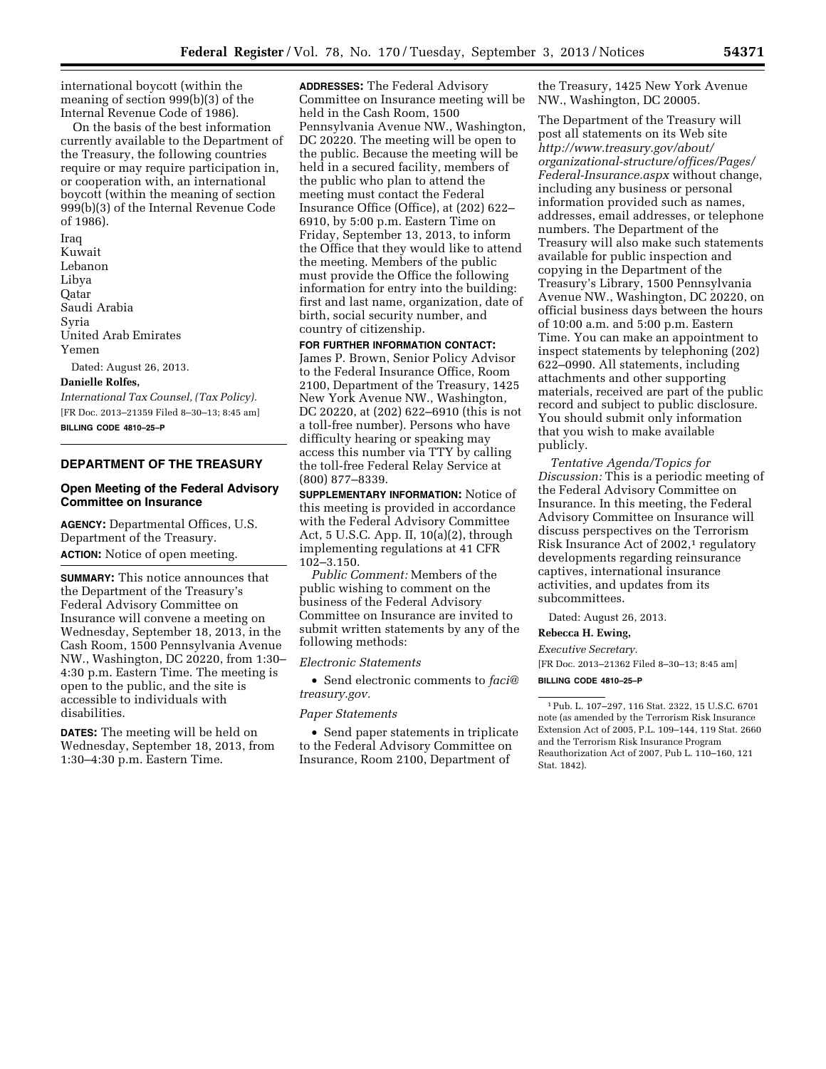international boycott (within the meaning of section 999(b)(3) of the Internal Revenue Code of 1986).

On the basis of the best information currently available to the Department of the Treasury, the following countries require or may require participation in, or cooperation with, an international boycott (within the meaning of section 999(b)(3) of the Internal Revenue Code of 1986).

Iraq
Kuwait
Lebanon
Libya
Qatar
Saudi Arabia
Syria
United Arab Emirates
Yemen

Dated: August 26, 2013.

**Danielle Rolfes,**

*International Tax Counsel, (Tax Policy).*

[FR Doc. 2013–21359 Filed 8–30–13; 8:45 am]

**BILLING CODE 4810–25–P**

## DEPARTMENT OF THE TREASURY

### Open Meeting of the Federal Advisory Committee on Insurance

**AGENCY:** Departmental Offices, U.S. Department of the Treasury.

**ACTION:** Notice of open meeting.

**SUMMARY:** This notice announces that the Department of the Treasury's Federal Advisory Committee on Insurance will convene a meeting on Wednesday, September 18, 2013, in the Cash Room, 1500 Pennsylvania Avenue NW., Washington, DC 20220, from 1:30–4:30 p.m. Eastern Time. The meeting is open to the public, and the site is accessible to individuals with disabilities.

**DATES:** The meeting will be held on Wednesday, September 18, 2013, from 1:30–4:30 p.m. Eastern Time.

**ADDRESSES:** The Federal Advisory Committee on Insurance meeting will be held in the Cash Room, 1500 Pennsylvania Avenue NW., Washington, DC 20220. The meeting will be open to the public. Because the meeting will be held in a secured facility, members of the public who plan to attend the meeting must contact the Federal Insurance Office (Office), at (202) 622–6910, by 5:00 p.m. Eastern Time on Friday, September 13, 2013, to inform the Office that they would like to attend the meeting. Members of the public must provide the Office the following information for entry into the building: first and last name, organization, date of birth, social security number, and country of citizenship.

**FOR FURTHER INFORMATION CONTACT:** James P. Brown, Senior Policy Advisor to the Federal Insurance Office, Room 2100, Department of the Treasury, 1425 New York Avenue NW., Washington, DC 20220, at (202) 622–6910 (this is not a toll-free number). Persons who have difficulty hearing or speaking may access this number via TTY by calling the toll-free Federal Relay Service at (800) 877–8339.

**SUPPLEMENTARY INFORMATION:** Notice of this meeting is provided in accordance with the Federal Advisory Committee Act, 5 U.S.C. App. II, 10(a)(2), through implementing regulations at 41 CFR 102–3.150.

*Public Comment:* Members of the public wishing to comment on the business of the Federal Advisory Committee on Insurance are invited to submit written statements by any of the following methods:

*Electronic Statements*

- Send electronic comments to *faci@treasury.gov.*

*Paper Statements*

- Send paper statements in triplicate to the Federal Advisory Committee on Insurance, Room 2100, Department of the Treasury, 1425 New York Avenue NW., Washington, DC 20005.

The Department of the Treasury will post all statements on its Web site *http://www.treasury.gov/about/organizational-structure/offices/Pages/Federal-Insurance.aspx* without change, including any business or personal information provided such as names, addresses, email addresses, or telephone numbers. The Department of the Treasury will also make such statements available for public inspection and copying in the Department of the Treasury's Library, 1500 Pennsylvania Avenue NW., Washington, DC 20220, on official business days between the hours of 10:00 a.m. and 5:00 p.m. Eastern Time. You can make an appointment to inspect statements by telephoning (202) 622–0990. All statements, including attachments and other supporting materials, received are part of the public record and subject to public disclosure. You should submit only information that you wish to make available publicly.

*Tentative Agenda/Topics for Discussion:* This is a periodic meeting of the Federal Advisory Committee on Insurance. In this meeting, the Federal Advisory Committee on Insurance will discuss perspectives on the Terrorism Risk Insurance Act of 2002,[1] regulatory developments regarding reinsurance captives, international insurance activities, and updates from its subcommittees.

Dated: August 26, 2013.

**Rebecca H. Ewing,**

*Executive Secretary.*

[FR Doc. 2013–21362 Filed 8–30–13; 8:45 am]

**BILLING CODE 4810–25–P**

[1] Pub. L. 107–297, 116 Stat. 2322, 15 U.S.C. 6701 note (as amended by the Terrorism Risk Insurance Extension Act of 2005, P.L. 109–144, 119 Stat. 2660 and the Terrorism Risk Insurance Program Reauthorization Act of 2007, Pub L. 110–160, 121 Stat. 1842).